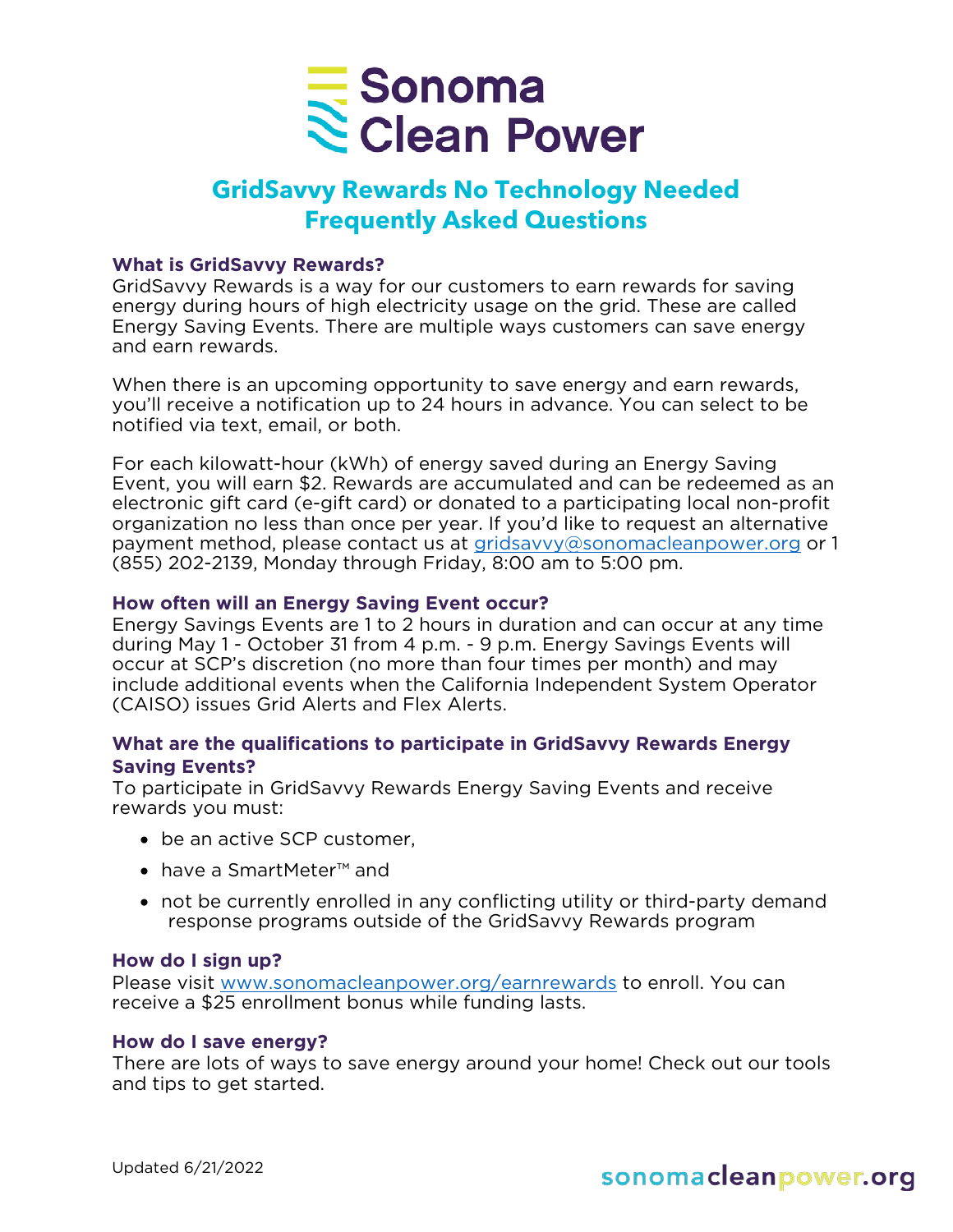# Sonoma Clean Power

## GridSavvy Rewards No Technology Needed Frequently Asked Questions

### What is GridSavvy Rewards?

GridSavvy Rewards is a way for our customers to earn rewards for saving energy during hours of high electricity usage on the grid. These are called Energy Saving Events. There are multiple ways customers can save energy and earn rewards.

When there is an upcoming opportunity to save energy and earn rewards, you'll receive a notification up to 24 hours in advance. You can select to be notified via text, email, or both.

For each kilowatt-hour (kWh) of energy saved during an Energy Saving Event, you will earn $2. Rewards are accumulated and can be redeemed as an electronic gift card (e-gift card) or donated to a participating local non-profit organization no less than once per year. If you'd like to request an alternative payment method, please contact us at gridsavvy@sonomacleanpower.org or 1 (855) 202-2139, Monday through Friday, 8:00 am to 5:00 pm.

### How often will an Energy Saving Event occur?

Energy Savings Events are 1 to 2 hours in duration and can occur at any time during May 1 - October 31 from 4 p.m. - 9 p.m. Energy Savings Events will occur at SCP's discretion (no more than four times per month) and may include additional events when the California Independent System Operator (CAISO) issues Grid Alerts and Flex Alerts.

### What are the qualifications to participate in GridSavvy Rewards Energy Saving Events?

To participate in GridSavvy Rewards Energy Saving Events and receive rewards you must:

- be an active SCP customer,
- have a SmartMeter™ and
- not be currently enrolled in any conflicting utility or third-party demand response programs outside of the GridSavvy Rewards program

### How do I sign up?

Please visit www.sonomacleanpower.org/earnrewards to enroll. You can receive a $25 enrollment bonus while funding lasts.

### How do I save energy?

There are lots of ways to save energy around your home! Check out our tools and tips to get started.

Updated 6/21/2022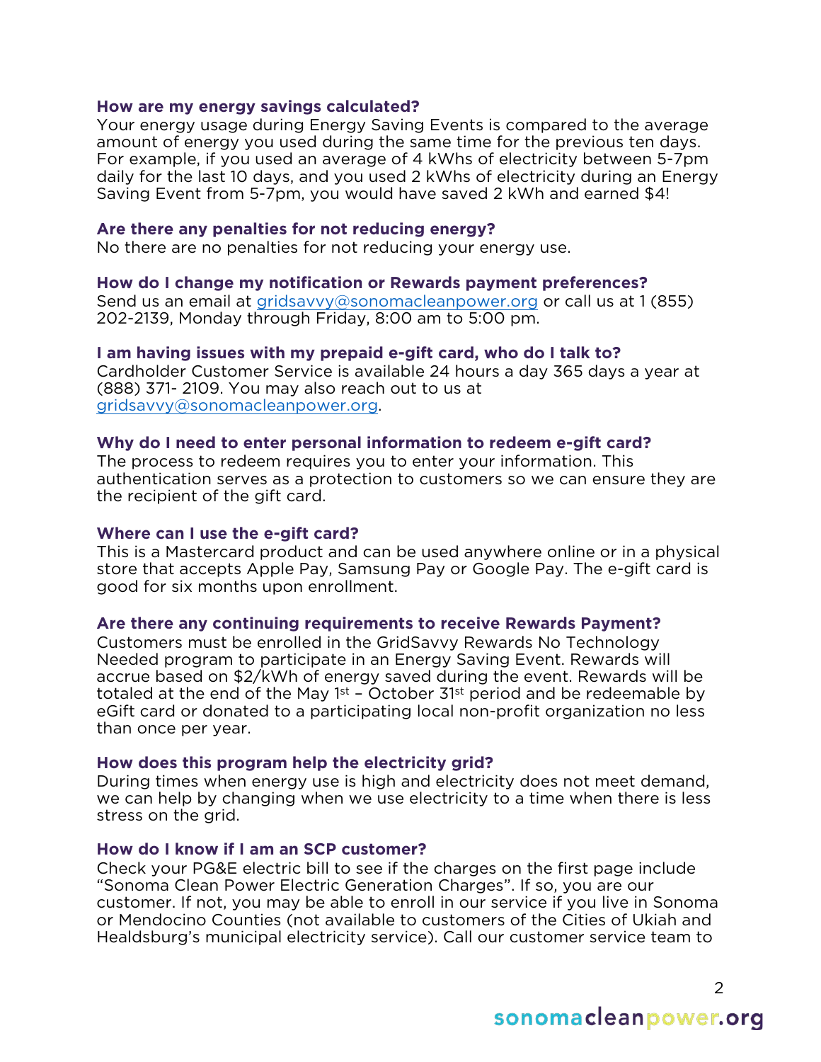### How are my energy savings calculated?

Your energy usage during Energy Saving Events is compared to the average amount of energy you used during the same time for the previous ten days. For example, if you used an average of 4 kWhs of electricity between 5-7pm daily for the last 10 days, and you used 2 kWhs of electricity during an Energy Saving Event from 5-7pm, you would have saved 2 kWh and earned $4!

### Are there any penalties for not reducing energy?

No there are no penalties for not reducing your energy use.

### How do I change my notification or Rewards payment preferences?

Send us an email at gridsavvy@sonomacleanpower.org or call us at 1 (855) 202-2139, Monday through Friday, 8:00 am to 5:00 pm.

### I am having issues with my prepaid e-gift card, who do I talk to?

Cardholder Customer Service is available 24 hours a day 365 days a year at (888) 371- 2109. You may also reach out to us at gridsavvy@sonomacleanpower.org.

### Why do I need to enter personal information to redeem e-gift card?

The process to redeem requires you to enter your information. This authentication serves as a protection to customers so we can ensure they are the recipient of the gift card.

### Where can I use the e-gift card?

This is a Mastercard product and can be used anywhere online or in a physical store that accepts Apple Pay, Samsung Pay or Google Pay. The e-gift card is good for six months upon enrollment.

### Are there any continuing requirements to receive Rewards Payment?

Customers must be enrolled in the GridSavvy Rewards No Technology Needed program to participate in an Energy Saving Event. Rewards will accrue based on $2/kWh of energy saved during the event. Rewards will be totaled at the end of the May 1st – October 31st period and be redeemable by eGift card or donated to a participating local non-profit organization no less than once per year.

### How does this program help the electricity grid?

During times when energy use is high and electricity does not meet demand, we can help by changing when we use electricity to a time when there is less stress on the grid.

### How do I know if I am an SCP customer?

Check your PG&E electric bill to see if the charges on the first page include "Sonoma Clean Power Electric Generation Charges". If so, you are our customer. If not, you may be able to enroll in our service if you live in Sonoma or Mendocino Counties (not available to customers of the Cities of Ukiah and Healdsburg's municipal electricity service). Call our customer service team to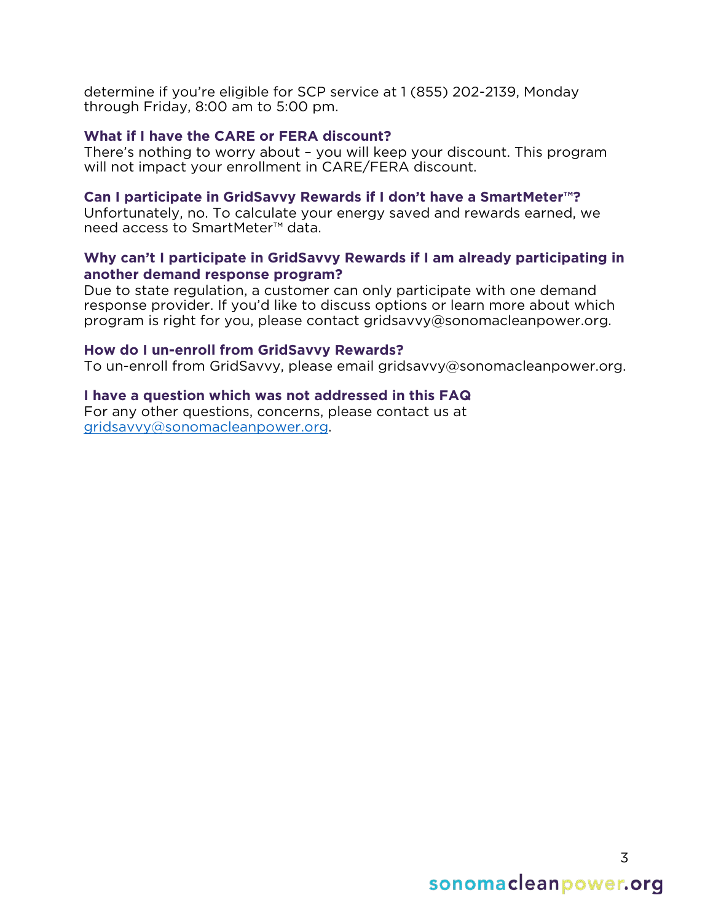determine if you're eligible for SCP service at 1 (855) 202-2139, Monday through Friday, 8:00 am to 5:00 pm.

### What if I have the CARE or FERA discount?

There's nothing to worry about – you will keep your discount. This program will not impact your enrollment in CARE/FERA discount.

### Can I participate in GridSavvy Rewards if I don't have a SmartMeter™?

Unfortunately, no. To calculate your energy saved and rewards earned, we need access to SmartMeter™ data.

### Why can't I participate in GridSavvy Rewards if I am already participating in another demand response program?

Due to state regulation, a customer can only participate with one demand response provider. If you'd like to discuss options or learn more about which program is right for you, please contact gridsavvy@sonomacleanpower.org.

### How do I un-enroll from GridSavvy Rewards?

To un-enroll from GridSavvy, please email gridsavvy@sonomacleanpower.org.

### I have a question which was not addressed in this FAQ

For any other questions, concerns, please contact us at gridsavvy@sonomacleanpower.org.